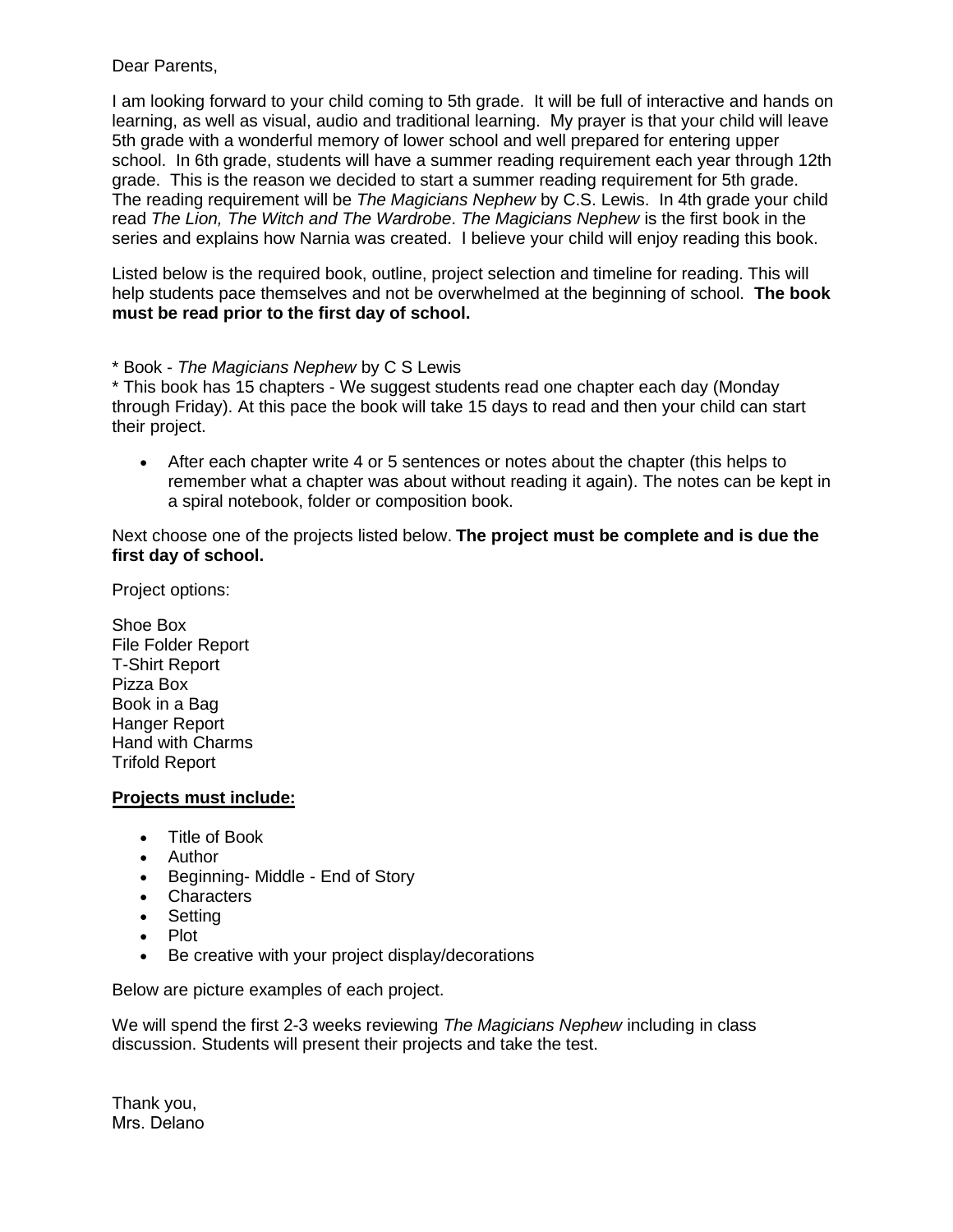Dear Parents,

I am looking forward to your child coming to 5th grade. It will be full of interactive and hands on learning, as well as visual, audio and traditional learning. My prayer is that your child will leave 5th grade with a wonderful memory of lower school and well prepared for entering upper school. In 6th grade, students will have a summer reading requirement each year through 12th grade. This is the reason we decided to start a summer reading requirement for 5th grade. The reading requirement will be *The Magicians Nephew* by C.S. Lewis. In 4th grade your child read *The Lion, The Witch and The Wardrobe*. *The Magicians Nephew* is the first book in the series and explains how Narnia was created. I believe your child will enjoy reading this book.

Listed below is the required book, outline, project selection and timeline for reading. This will help students pace themselves and not be overwhelmed at the beginning of school. **The book must be read prior to the first day of school.**

* Book - *The Magicians Nephew* by C S Lewis
* This book has 15 chapters - We suggest students read one chapter each day (Monday through Friday). At this pace the book will take 15 days to read and then your child can start their project.

- After each chapter write 4 or 5 sentences or notes about the chapter (this helps to remember what a chapter was about without reading it again). The notes can be kept in a spiral notebook, folder or composition book.

Next choose one of the projects listed below. **The project must be complete and is due the first day of school.**

Project options:

Shoe Box
File Folder Report
T-Shirt Report
Pizza Box
Book in a Bag
Hanger Report
Hand with Charms
Trifold Report

**<u>Projects must include:</u>**

- Title of Book
- Author
- Beginning- Middle - End of Story
- Characters
- Setting
- Plot
- Be creative with your project display/decorations

Below are picture examples of each project.

We will spend the first 2-3 weeks reviewing *The Magicians Nephew* including in class discussion. Students will present their projects and take the test.

Thank you,
Mrs. Delano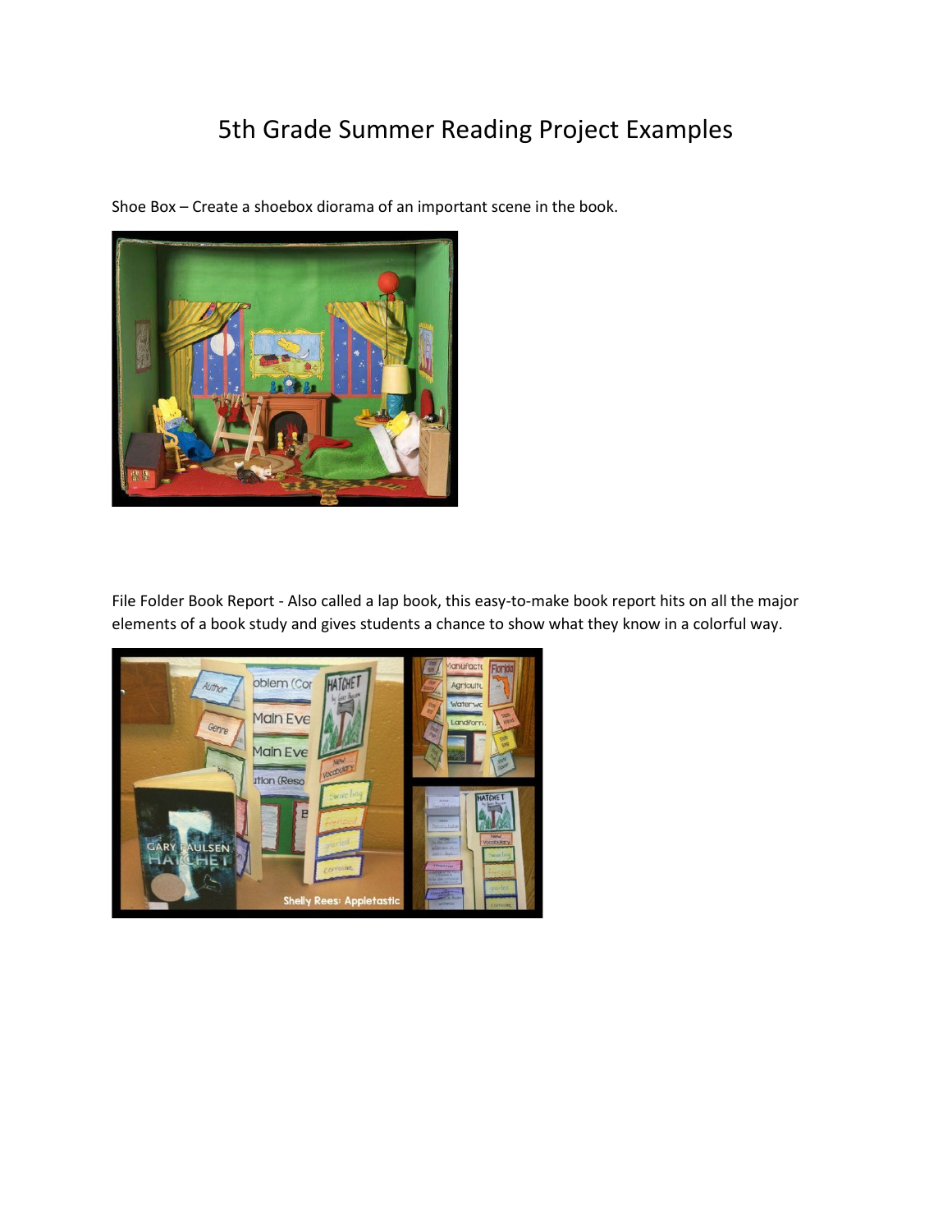# 5th Grade Summer Reading Project Examples

Shoe Box – Create a shoebox diorama of an important scene in the book.

File Folder Book Report - Also called a lap book, this easy-to-make book report hits on all the major elements of a book study and gives students a chance to show what they know in a colorful way.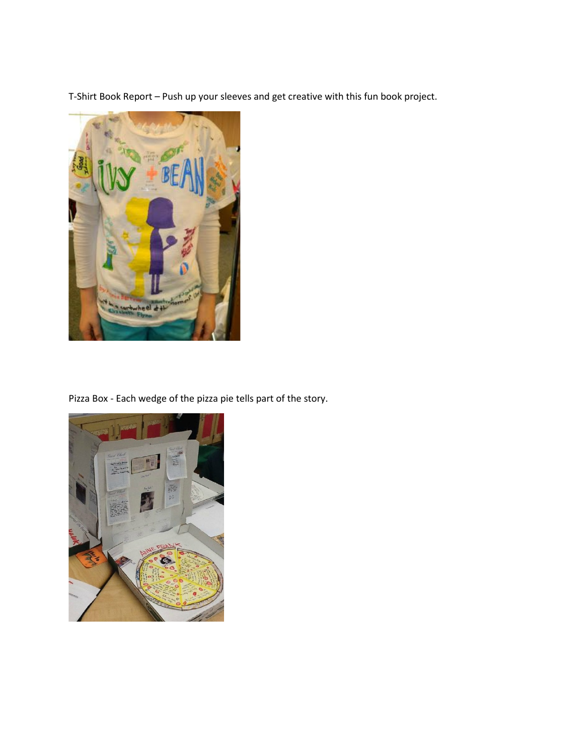T-Shirt Book Report – Push up your sleeves and get creative with this fun book project.

Pizza Box - Each wedge of the pizza pie tells part of the story.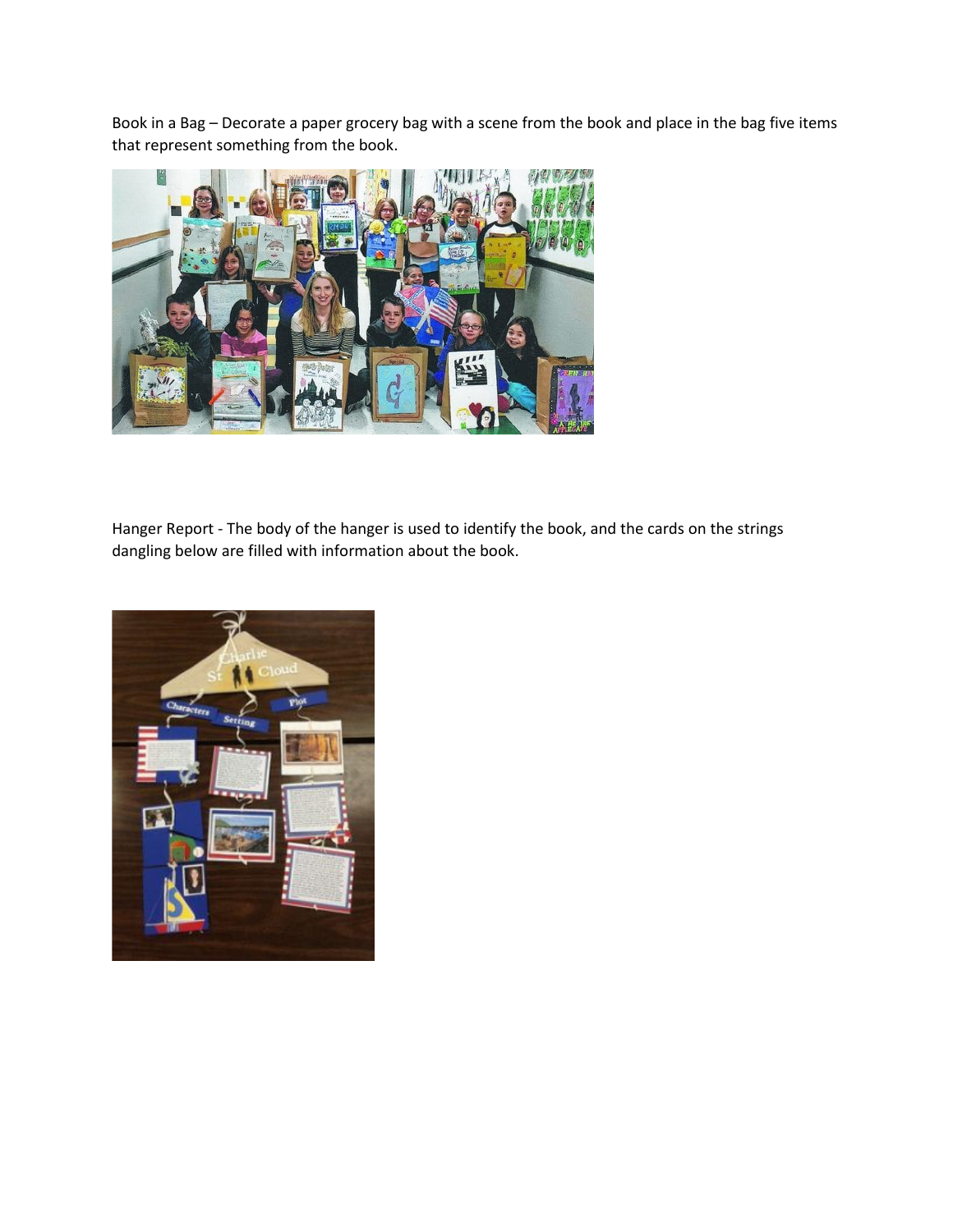Book in a Bag – Decorate a paper grocery bag with a scene from the book and place in the bag five items that represent something from the book.

Hanger Report - The body of the hanger is used to identify the book, and the cards on the strings dangling below are filled with information about the book.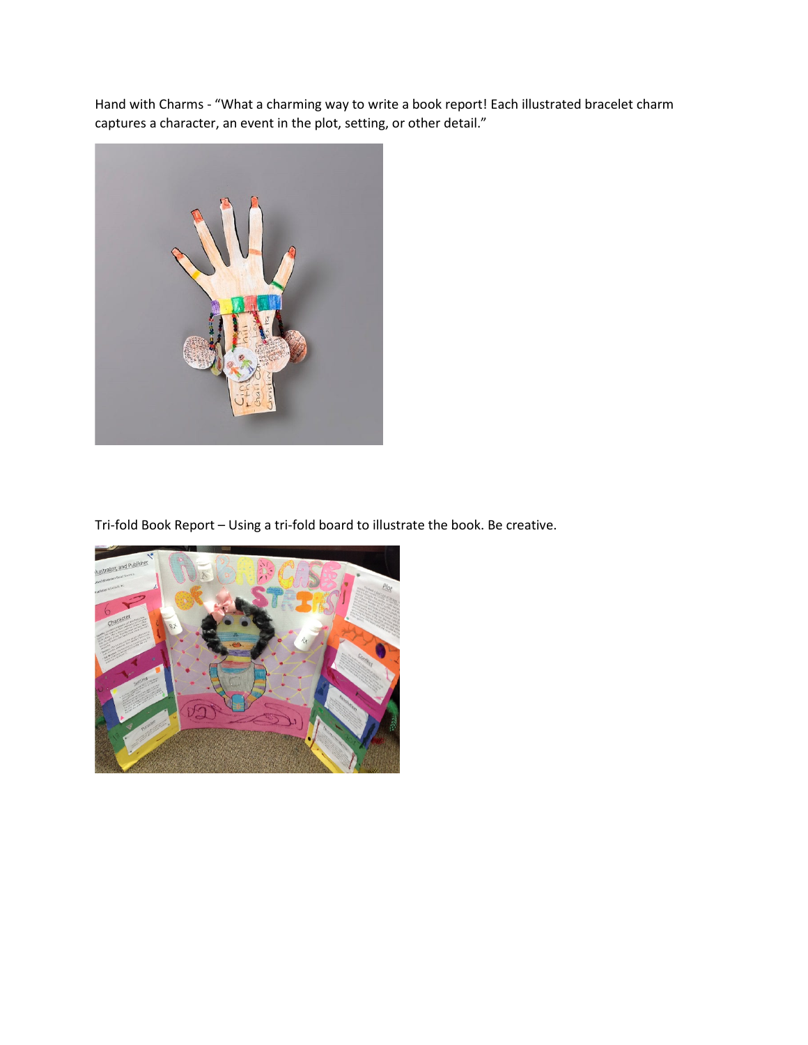Hand with Charms - "What a charming way to write a book report! Each illustrated bracelet charm captures a character, an event in the plot, setting, or other detail."

Tri-fold Book Report – Using a tri-fold board to illustrate the book. Be creative.